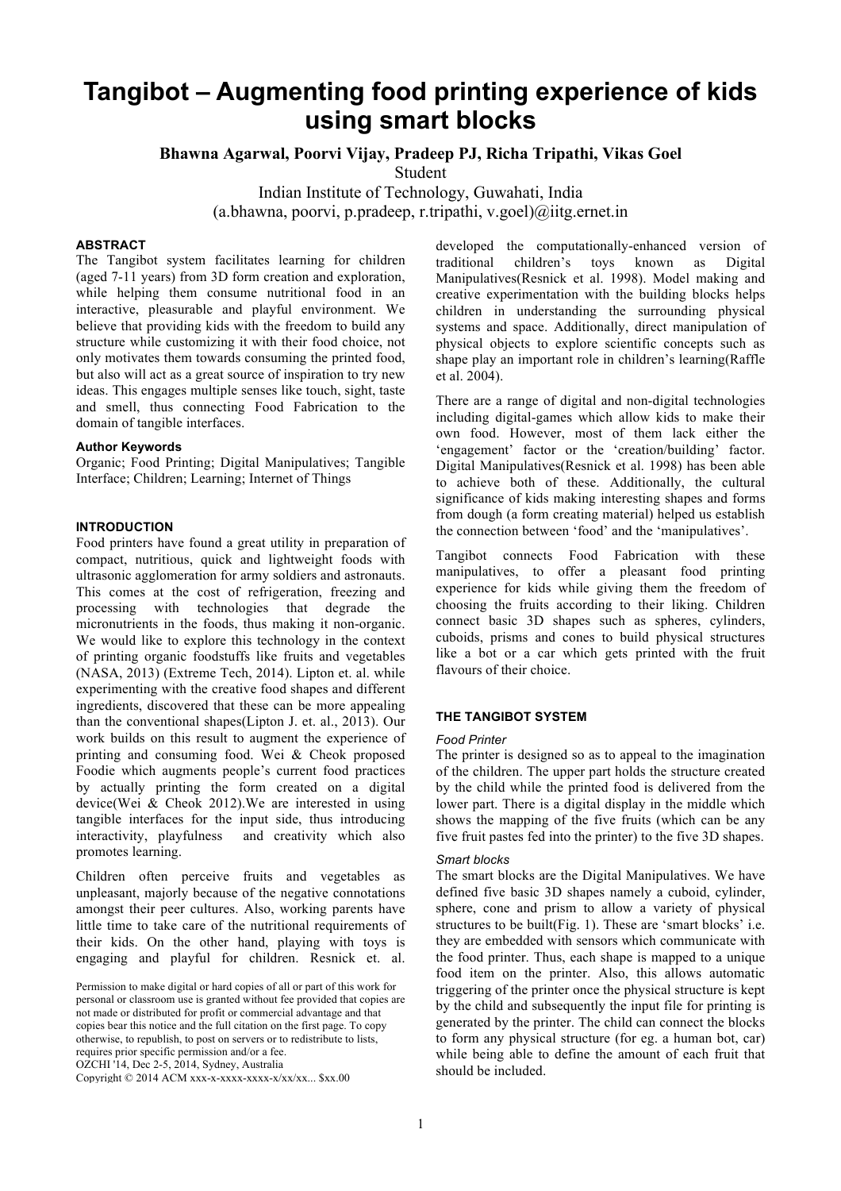// Tangibot – Augmenting food printing experience of kids using smart blocks

**Bhawna Agarwal, Poorvi Vijay, Pradeep PJ, Richa Tripathi, Vikas Goel**
Student
Indian Institute of Technology, Guwahati, India
(a.bhawna, poorvi, p.pradeep, r.tripathi, v.goel)@iitg.ernet.in

## ABSTRACT

The Tangibot system facilitates learning for children (aged 7-11 years) from 3D form creation and exploration, while helping them consume nutritional food in an interactive, pleasurable and playful environment. We believe that providing kids with the freedom to build any structure while customizing it with their food choice, not only motivates them towards consuming the printed food, but also will act as a great source of inspiration to try new ideas. This engages multiple senses like touch, sight, taste and smell, thus connecting Food Fabrication to the domain of tangible interfaces.

### Author Keywords

Organic; Food Printing; Digital Manipulatives; Tangible Interface; Children; Learning; Internet of Things

## INTRODUCTION

Food printers have found a great utility in preparation of compact, nutritious, quick and lightweight foods with ultrasonic agglomeration for army soldiers and astronauts. This comes at the cost of refrigeration, freezing and processing with technologies that degrade the micronutrients in the foods, thus making it non-organic. We would like to explore this technology in the context of printing organic foodstuffs like fruits and vegetables (NASA, 2013) (Extreme Tech, 2014). Lipton et. al. while experimenting with the creative food shapes and different ingredients, discovered that these can be more appealing than the conventional shapes(Lipton J. et. al., 2013). Our work builds on this result to augment the experience of printing and consuming food. Wei & Cheok proposed Foodie which augments people's current food practices by actually printing the form created on a digital device(Wei & Cheok 2012).We are interested in using tangible interfaces for the input side, thus introducing interactivity, playfulness and creativity which also promotes learning.

Children often perceive fruits and vegetables as unpleasant, majorly because of the negative connotations amongst their peer cultures. Also, working parents have little time to take care of the nutritional requirements of their kids. On the other hand, playing with toys is engaging and playful for children. Resnick et. al. developed the computationally-enhanced version of traditional children's toys known as Digital Manipulatives(Resnick et al. 1998). Model making and creative experimentation with the building blocks helps children in understanding the surrounding physical systems and space. Additionally, direct manipulation of physical objects to explore scientific concepts such as shape play an important role in children's learning(Raffle et al. 2004).

There are a range of digital and non-digital technologies including digital-games which allow kids to make their own food. However, most of them lack either the 'engagement' factor or the 'creation/building' factor. Digital Manipulatives(Resnick et al. 1998) has been able to achieve both of these. Additionally, the cultural significance of kids making interesting shapes and forms from dough (a form creating material) helped us establish the connection between 'food' and the 'manipulatives'.

Tangibot connects Food Fabrication with these manipulatives, to offer a pleasant food printing experience for kids while giving them the freedom of choosing the fruits according to their liking. Children connect basic 3D shapes such as spheres, cylinders, cuboids, prisms and cones to build physical structures like a bot or a car which gets printed with the fruit flavours of their choice.

Permission to make digital or hard copies of all or part of this work for personal or classroom use is granted without fee provided that copies are not made or distributed for profit or commercial advantage and that copies bear this notice and the full citation on the first page. To copy otherwise, to republish, to post on servers or to redistribute to lists, requires prior specific permission and/or a fee.
OZCHI '14, Dec 2-5, 2014, Sydney, Australia
Copyright © 2014 ACM xxx-x-xxxx-xxxx-x/xx/xx... $xx.00

## THE TANGIBOT SYSTEM

### *Food Printer*

The printer is designed so as to appeal to the imagination of the children. The upper part holds the structure created by the child while the printed food is delivered from the lower part. There is a digital display in the middle which shows the mapping of the five fruits (which can be any five fruit pastes fed into the printer) to the five 3D shapes.

### *Smart blocks*

The smart blocks are the Digital Manipulatives. We have defined five basic 3D shapes namely a cuboid, cylinder, sphere, cone and prism to allow a variety of physical structures to be built(Fig. 1). These are 'smart blocks' i.e. they are embedded with sensors which communicate with the food printer. Thus, each shape is mapped to a unique food item on the printer. Also, this allows automatic triggering of the printer once the physical structure is kept by the child and subsequently the input file for printing is generated by the printer. The child can connect the blocks to form any physical structure (for eg. a human bot, car) while being able to define the amount of each fruit that should be included.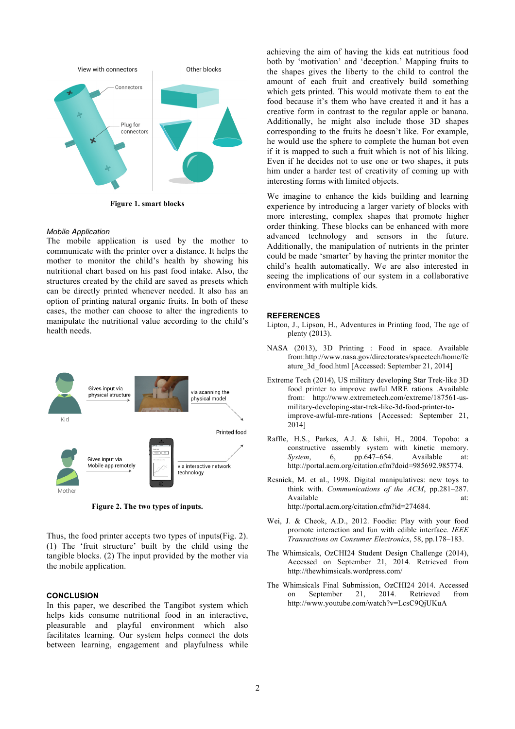View with connectors

Other blocks

Connectors

Plug for connectors

**Figure 1. smart blocks**

*Mobile Application*

The mobile application is used by the mother to communicate with the printer over a distance. It helps the mother to monitor the child's health by showing his nutritional chart based on his past food intake. Also, the structures created by the child are saved as presets which can be directly printed whenever needed. It also has an option of printing natural organic fruits. In both of these cases, the mother can choose to alter the ingredients to manipulate the nutritional value according to the child's health needs.

Kid

Gives input via physical structure

via scanning the physical model

Printed food

Mother

Gives input via Mobile app remotely

via interactive network technology

**Figure 2. The two types of inputs.**

Thus, the food printer accepts two types of inputs(Fig. 2). (1) The 'fruit structure' built by the child using the tangible blocks. (2) The input provided by the mother via the mobile application.

## CONCLUSION

In this paper, we described the Tangibot system which helps kids consume nutritional food in an interactive, pleasurable and playful environment which also facilitates learning. Our system helps connect the dots between learning, engagement and playfulness while achieving the aim of having the kids eat nutritious food both by 'motivation' and 'deception.' Mapping fruits to the shapes gives the liberty to the child to control the amount of each fruit and creatively build something which gets printed. This would motivate them to eat the food because it's them who have created it and it has a creative form in contrast to the regular apple or banana. Additionally, he might also include those 3D shapes corresponding to the fruits he doesn't like. For example, he would use the sphere to complete the human bot even if it is mapped to such a fruit which is not of his liking. Even if he decides not to use one or two shapes, it puts him under a harder test of creativity of coming up with interesting forms with limited objects.

We imagine to enhance the kids building and learning experience by introducing a larger variety of blocks with more interesting, complex shapes that promote higher order thinking. These blocks can be enhanced with more advanced technology and sensors in the future. Additionally, the manipulation of nutrients in the printer could be made 'smarter' by having the printer monitor the child's health automatically. We are also interested in seeing the implications of our system in a collaborative environment with multiple kids.

## REFERENCES

Lipton, J., Lipson, H., Adventures in Printing food, The age of plenty (2013).

NASA (2013), 3D Printing : Food in space. Available from:http://www.nasa.gov/directorates/spacetech/home/feature_3d_food.html [Accessed: September 21, 2014]

Extreme Tech (2014), US military developing Star Trek-like 3D food printer to improve awful MRE rations .Available from: http://www.extremetech.com/extreme/187561-us-military-developing-star-trek-like-3d-food-printer-to-improve-awful-mre-rations [Accessed: September 21, 2014]

Raffle, H.S., Parkes, A.J. & Ishii, H., 2004. Topobo: a constructive assembly system with kinetic memory. *System*, 6, pp.647–654. Available at: http://portal.acm.org/citation.cfm?doid=985692.985774.

Resnick, M. et al., 1998. Digital manipulatives: new toys to think with. *Communications of the ACM*, pp.281–287. Available at: http://portal.acm.org/citation.cfm?id=274684.

Wei, J. & Cheok, A.D., 2012. Foodie: Play with your food promote interaction and fun with edible interface. *IEEE Transactions on Consumer Electronics*, 58, pp.178–183.

The Whimsicals, OzCHI24 Student Design Challenge (2014), Accessed on September 21, 2014. Retrieved from http://thewhimsicals.wordpress.com/

The Whimsicals Final Submission, OzCHI24 2014. Accessed on September 21, 2014. Retrieved from http://www.youtube.com/watch?v=LcsC9QjUKuA